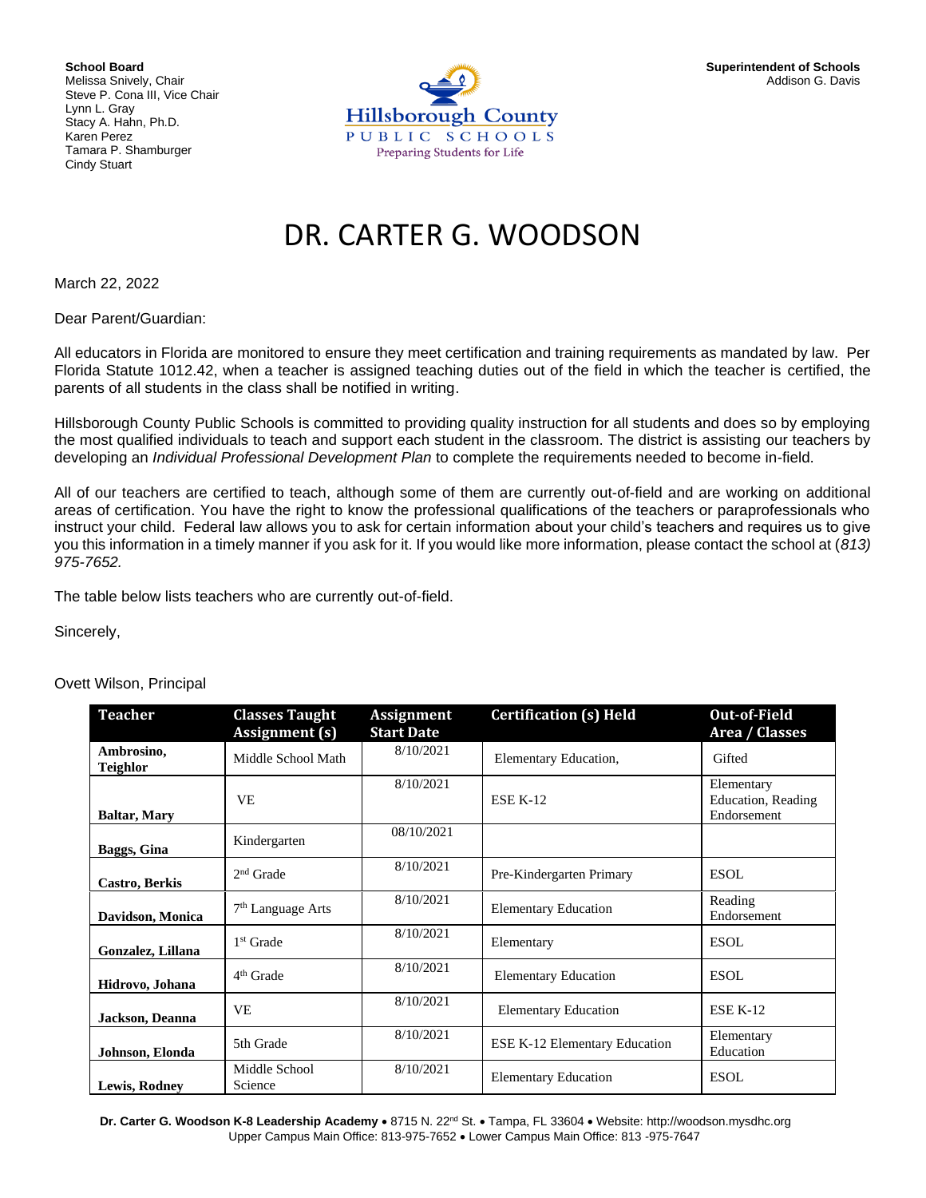**School Board**
Melissa Snively, Chair
Steve P. Cona III, Vice Chair
Lynn L. Gray
Stacy A. Hahn, Ph.D.
Karen Perez
Tamara P. Shamburger
Cindy Stuart

Hillsborough County
PUBLIC SCHOOLS
Preparing Students for Life

**Superintendent of Schools**
Addison G. Davis

# DR. CARTER G. WOODSON

March 22, 2022

Dear Parent/Guardian:

All educators in Florida are monitored to ensure they meet certification and training requirements as mandated by law. Per Florida Statute 1012.42, when a teacher is assigned teaching duties out of the field in which the teacher is certified, the parents of all students in the class shall be notified in writing.

Hillsborough County Public Schools is committed to providing quality instruction for all students and does so by employing the most qualified individuals to teach and support each student in the classroom. The district is assisting our teachers by developing an *Individual Professional Development Plan* to complete the requirements needed to become in-field.

All of our teachers are certified to teach, although some of them are currently out-of-field and are working on additional areas of certification. You have the right to know the professional qualifications of the teachers or paraprofessionals who instruct your child. Federal law allows you to ask for certain information about your child's teachers and requires us to give you this information in a timely manner if you ask for it. If you would like more information, please contact the school at (*813) 975-7652.*

The table below lists teachers who are currently out-of-field.

Sincerely,

Ovett Wilson, Principal

| Teacher | Classes Taught Assignment (s) | Assignment Start Date | Certification (s) Held | Out-of-Field Area / Classes |
|---|---|---|---|---|
| **Ambrosino, Teighlor** | Middle School Math | 8/10/2021 | Elementary Education, | Gifted |
| **Baltar, Mary** | VE | 8/10/2021 | ESE K-12 | Elementary Education, Reading Endorsement |
| **Baggs, Gina** | Kindergarten | 08/10/2021 | | |
| **Castro, Berkis** | 2nd Grade | 8/10/2021 | Pre-Kindergarten Primary | ESOL |
| **Davidson, Monica** | 7th Language Arts | 8/10/2021 | Elementary Education | Reading Endorsement |
| **Gonzalez, Lillana** | 1st Grade | 8/10/2021 | Elementary | ESOL |
| **Hidrovo, Johana** | 4th Grade | 8/10/2021 | Elementary Education | ESOL |
| **Jackson, Deanna** | VE | 8/10/2021 | Elementary Education | ESE K-12 |
| **Johnson, Elonda** | 5th Grade | 8/10/2021 | ESE K-12 Elementary Education | Elementary Education |
| **Lewis, Rodney** | Middle School Science | 8/10/2021 | Elementary Education | ESOL |

**Dr. Carter G. Woodson K-8 Leadership Academy** • 8715 N. 22nd St. • Tampa, FL 33604 • Website: http://woodson.mysdhc.org
Upper Campus Main Office: 813-975-7652 • Lower Campus Main Office: 813 -975-7647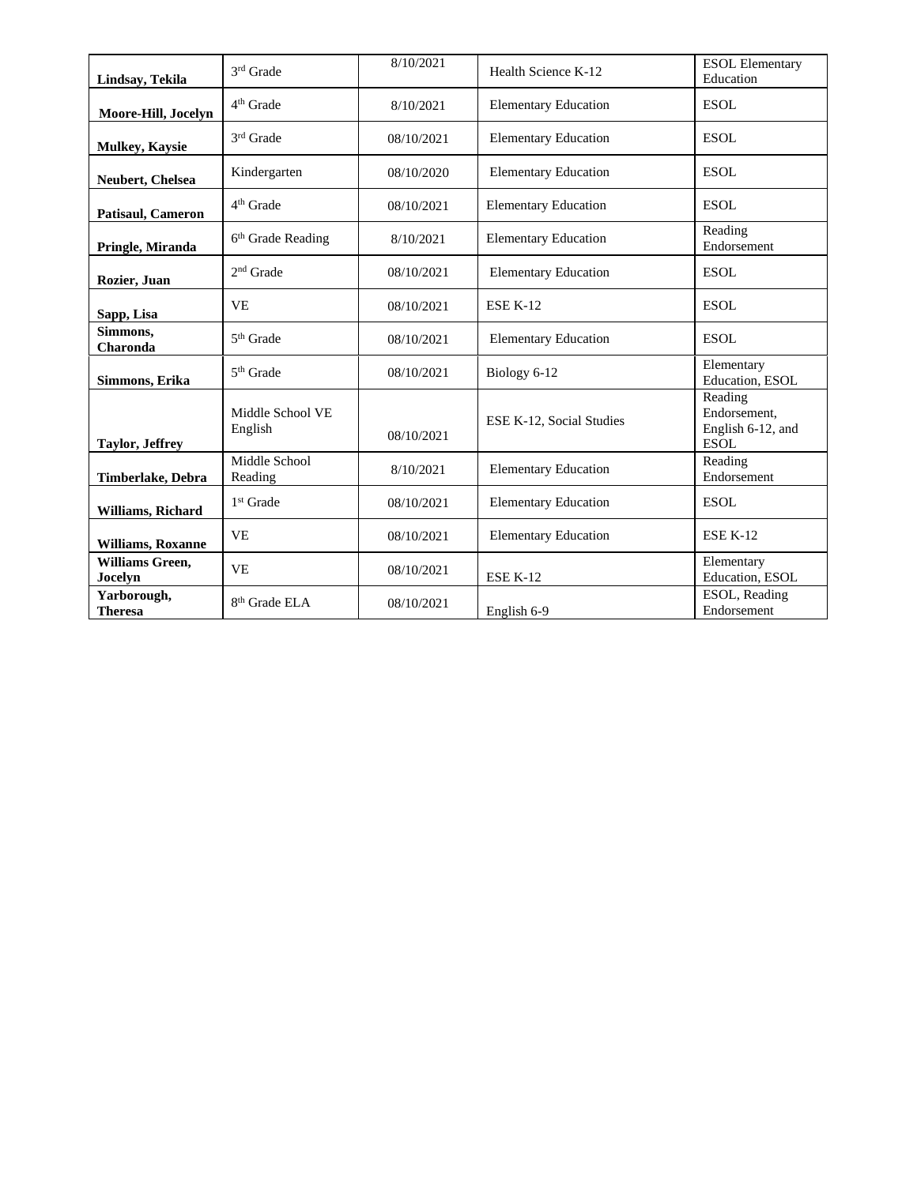| | | | | |
|---|---|---|---|---|
| **Lindsay, Tekila** | 3rd Grade | 8/10/2021 | Health Science K-12 | ESOL Elementary Education |
| **Moore-Hill, Jocelyn** | 4th Grade | 8/10/2021 | Elementary Education | ESOL |
| **Mulkey, Kaysie** | 3rd Grade | 08/10/2021 | Elementary Education | ESOL |
| **Neubert, Chelsea** | Kindergarten | 08/10/2020 | Elementary Education | ESOL |
| **Patisaul, Cameron** | 4th Grade | 08/10/2021 | Elementary Education | ESOL |
| **Pringle, Miranda** | 6th Grade Reading | 8/10/2021 | Elementary Education | Reading Endorsement |
| **Rozier, Juan** | 2nd Grade | 08/10/2021 | Elementary Education | ESOL |
| **Sapp, Lisa** | VE | 08/10/2021 | ESE K-12 | ESOL |
| **Simmons, Charonda** | 5th Grade | 08/10/2021 | Elementary Education | ESOL |
| **Simmons, Erika** | 5th Grade | 08/10/2021 | Biology 6-12 | Elementary Education, ESOL |
| **Taylor, Jeffrey** | Middle School VE English | 08/10/2021 | ESE K-12, Social Studies | Reading Endorsement, English 6-12, and ESOL |
| **Timberlake, Debra** | Middle School Reading | 8/10/2021 | Elementary Education | Reading Endorsement |
| **Williams, Richard** | 1st Grade | 08/10/2021 | Elementary Education | ESOL |
| **Williams, Roxanne** | VE | 08/10/2021 | Elementary Education | ESE K-12 |
| **Williams Green, Jocelyn** | VE | 08/10/2021 | ESE K-12 | Elementary Education, ESOL |
| **Yarborough, Theresa** | 8th Grade ELA | 08/10/2021 | English 6-9 | ESOL, Reading Endorsement |